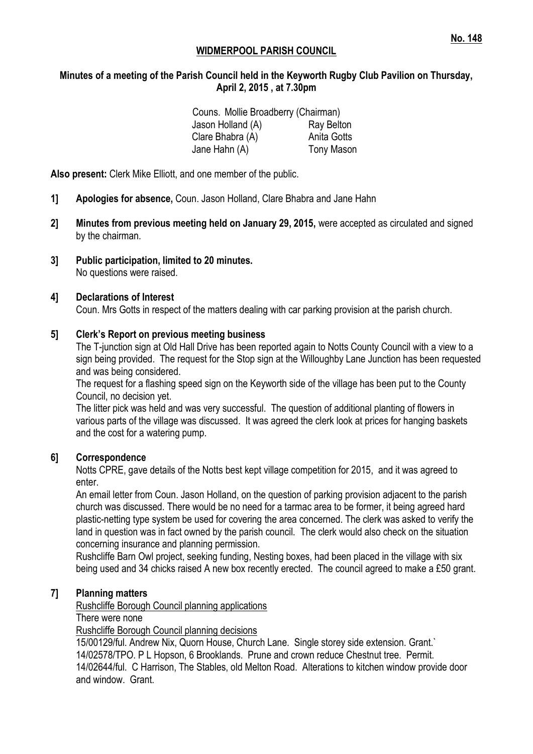**No. 148**

# WIDMERPOOL PARISH COUNCIL

**Minutes of a meeting of the Parish Council held in the Keyworth Rugby Club Pavilion on Thursday, April 2, 2015 , at 7.30pm**

Couns. Mollie Broadberry (Chairman)

| | |
|---|---|
| Jason Holland (A) | Ray Belton |
| Clare Bhabra (A) | Anita Gotts |
| Jane Hahn (A) | Tony Mason |

**Also present:** Clerk Mike Elliott, and one member of the public.

**1] Apologies for absence,** Coun. Jason Holland, Clare Bhabra and Jane Hahn

**2] Minutes from previous meeting held on January 29, 2015,** were accepted as circulated and signed by the chairman.

**3] Public participation, limited to 20 minutes.**
No questions were raised.

**4] Declarations of Interest**
Coun. Mrs Gotts in respect of the matters dealing with car parking provision at the parish church.

**5] Clerk's Report on previous meeting business**
The T-junction sign at Old Hall Drive has been reported again to Notts County Council with a view to a sign being provided. The request for the Stop sign at the Willoughby Lane Junction has been requested and was being considered.

The request for a flashing speed sign on the Keyworth side of the village has been put to the County Council, no decision yet.

The litter pick was held and was very successful. The question of additional planting of flowers in various parts of the village was discussed. It was agreed the clerk look at prices for hanging baskets and the cost for a watering pump.

**6] Correspondence**
Notts CPRE, gave details of the Notts best kept village competition for 2015, and it was agreed to enter.

An email letter from Coun. Jason Holland, on the question of parking provision adjacent to the parish church was discussed. There would be no need for a tarmac area to be former, it being agreed hard plastic-netting type system be used for covering the area concerned. The clerk was asked to verify the land in question was in fact owned by the parish council. The clerk would also check on the situation concerning insurance and planning permission.

Rushcliffe Barn Owl project, seeking funding, Nesting boxes, had been placed in the village with six being used and 34 chicks raised A new box recently erected. The council agreed to make a £50 grant.

**7] Planning matters**
<u>Rushcliffe Borough Council planning applications</u>
There were none
<u>Rushcliffe Borough Council planning decisions</u>
15/00129/ful. Andrew Nix, Quorn House, Church Lane. Single storey side extension. Grant.`
14/02578/TPO. P L Hopson, 6 Brooklands. Prune and crown reduce Chestnut tree. Permit.
14/02644/ful. C Harrison, The Stables, old Melton Road. Alterations to kitchen window provide door and window. Grant.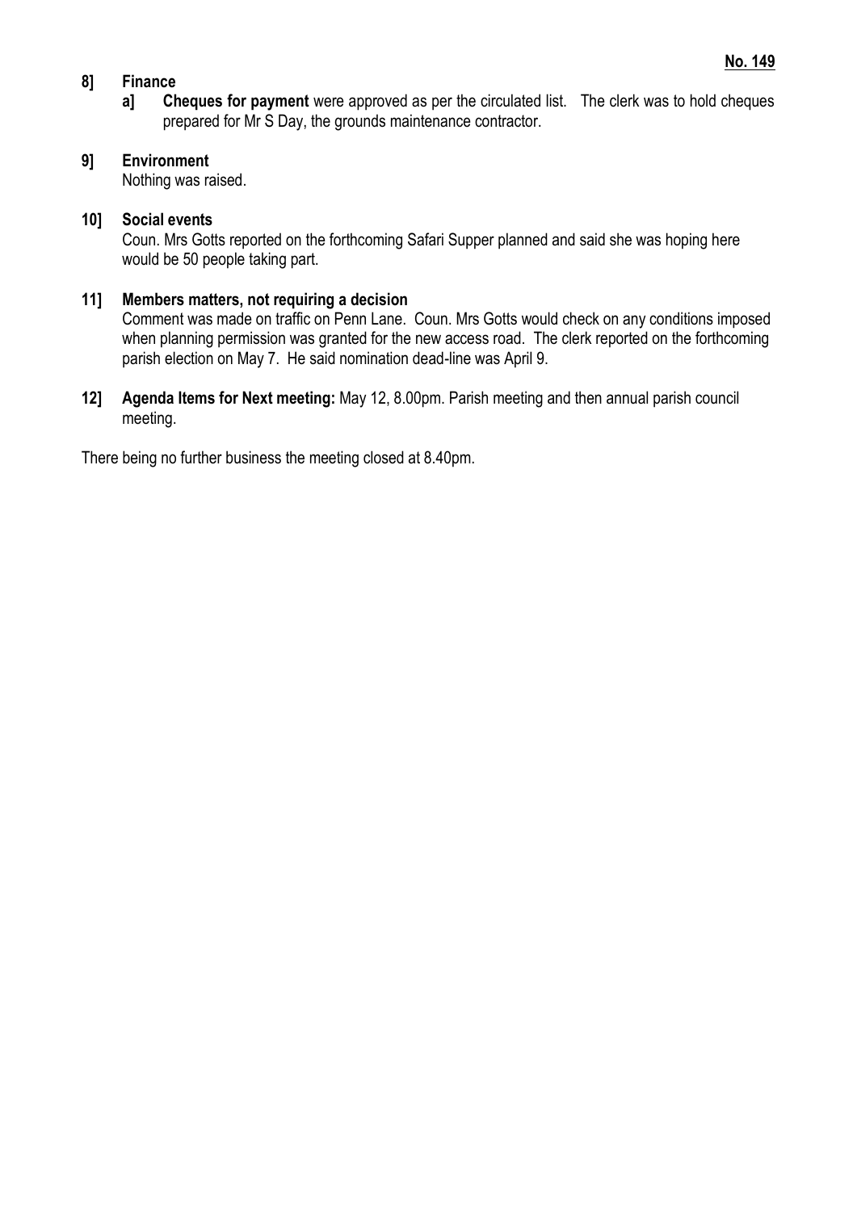**8] Finance**

**a] Cheques for payment** were approved as per the circulated list. The clerk was to hold cheques prepared for Mr S Day, the grounds maintenance contractor.

**9] Environment**

Nothing was raised.

**10] Social events**

Coun. Mrs Gotts reported on the forthcoming Safari Supper planned and said she was hoping here would be 50 people taking part.

**11] Members matters, not requiring a decision**

Comment was made on traffic on Penn Lane. Coun. Mrs Gotts would check on any conditions imposed when planning permission was granted for the new access road. The clerk reported on the forthcoming parish election on May 7. He said nomination dead-line was April 9.

**12] Agenda Items for Next meeting:** May 12, 8.00pm. Parish meeting and then annual parish council meeting.

There being no further business the meeting closed at 8.40pm.